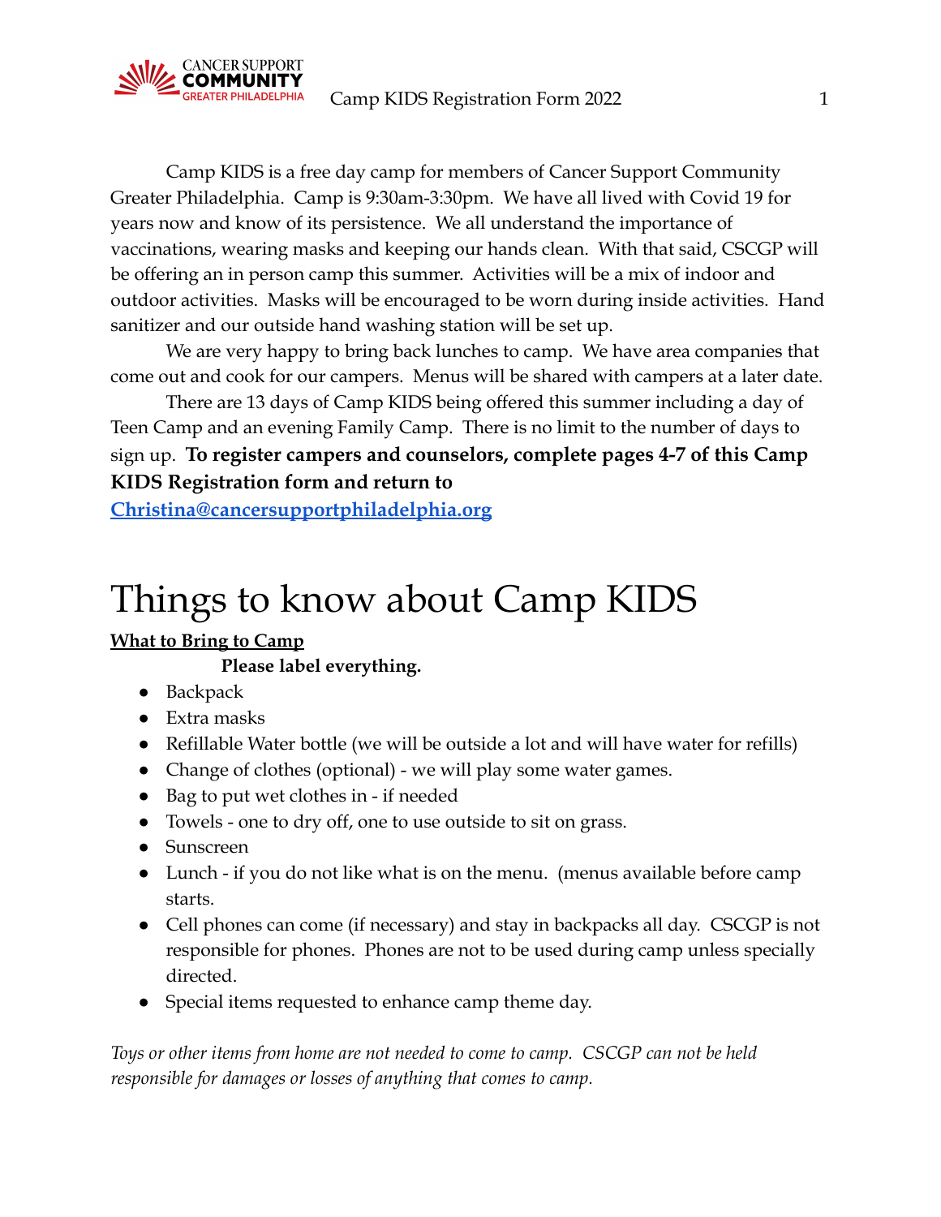Camp KIDS is a free day camp for members of Cancer Support Community Greater Philadelphia. Camp is 9:30am-3:30pm. We have all lived with Covid 19 for years now and know of its persistence. We all understand the importance of vaccinations, wearing masks and keeping our hands clean. With that said, CSCGP will be offering an in person camp this summer. Activities will be a mix of indoor and outdoor activities. Masks will be encouraged to be worn during inside activities. Hand sanitizer and our outside hand washing station will be set up.

We are very happy to bring back lunches to camp. We have area companies that come out and cook for our campers. Menus will be shared with campers at a later date.

There are 13 days of Camp KIDS being offered this summer including a day of Teen Camp and an evening Family Camp. There is no limit to the number of days to sign up. **To register campers and counselors, complete pages 4-7 of this Camp KIDS Registration form and return to [Christina@cancersupportphiladelphia.org](mailto:Christina@cancersupportphiladelphia.org)**

# Things to know about Camp KIDS

**What to Bring to Camp**

**Please label everything.**

- Backpack
- Extra masks
- Refillable Water bottle (we will be outside a lot and will have water for refills)
- Change of clothes (optional) - we will play some water games.
- Bag to put wet clothes in - if needed
- Towels - one to dry off, one to use outside to sit on grass.
- Sunscreen
- Lunch - if you do not like what is on the menu. (menus available before camp starts.
- Cell phones can come (if necessary) and stay in backpacks all day. CSCGP is not responsible for phones. Phones are not to be used during camp unless specially directed.
- Special items requested to enhance camp theme day.

*Toys or other items from home are not needed to come to camp. CSCGP can not be held responsible for damages or losses of anything that comes to camp.*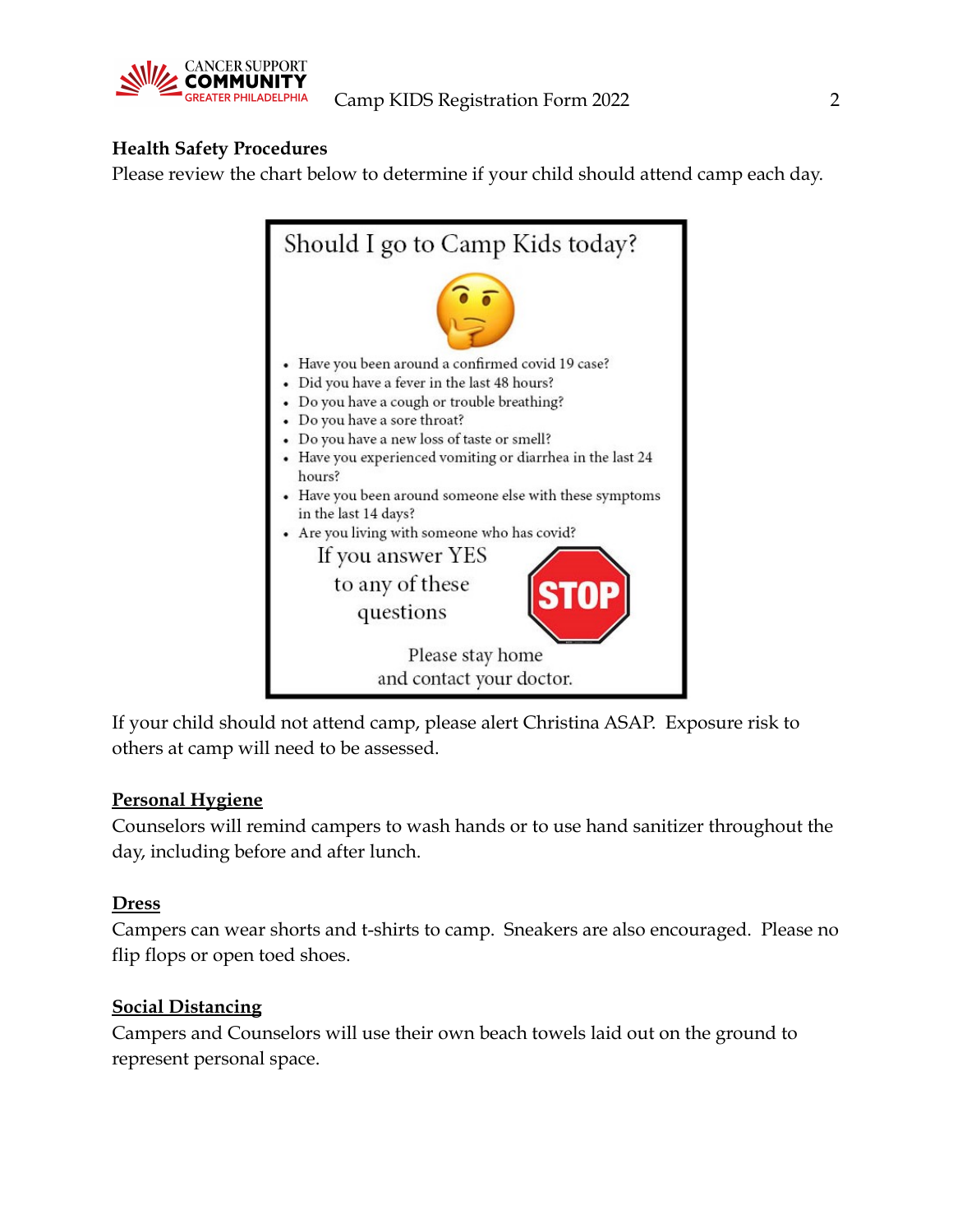**Health Safety Procedures**

Please review the chart below to determine if your child should attend camp each day.

## Should I go to Camp Kids today?

- Have you been around a confirmed covid 19 case?
- Did you have a fever in the last 48 hours?
- Do you have a cough or trouble breathing?
- Do you have a sore throat?
- Do you have a new loss of taste or smell?
- Have you experienced vomiting or diarrhea in the last 24 hours?
- Have you been around someone else with these symptoms in the last 14 days?
- Are you living with someone who has covid?

If you answer YES to any of these questions

STOP

Please stay home and contact your doctor.

If your child should not attend camp, please alert Christina ASAP. Exposure risk to others at camp will need to be assessed.

**Personal Hygiene**

Counselors will remind campers to wash hands or to use hand sanitizer throughout the day, including before and after lunch.

**Dress**

Campers can wear shorts and t-shirts to camp. Sneakers are also encouraged. Please no flip flops or open toed shoes.

**Social Distancing**

Campers and Counselors will use their own beach towels laid out on the ground to represent personal space.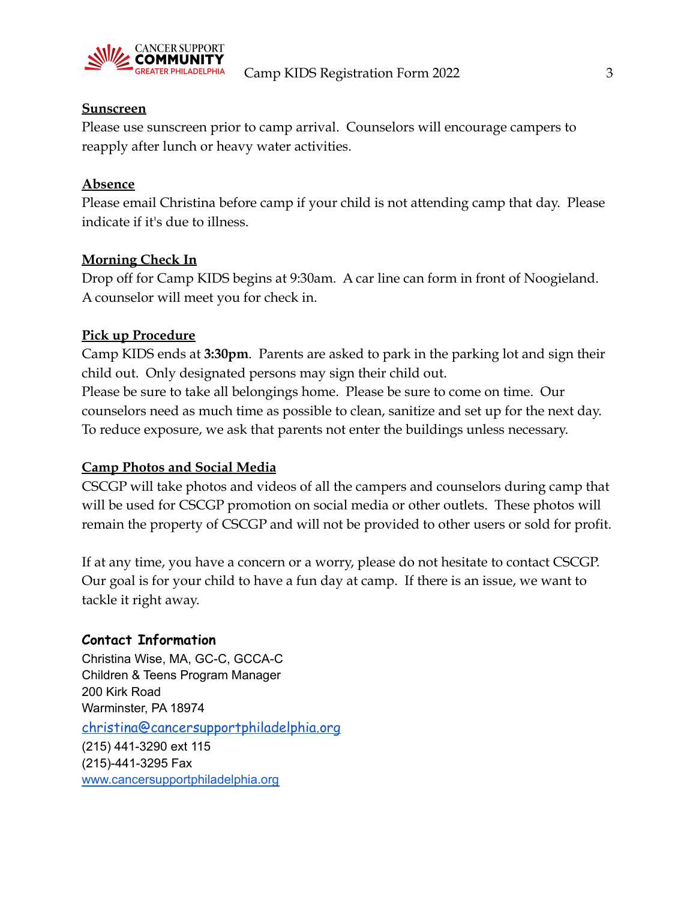**Sunscreen**

Please use sunscreen prior to camp arrival. Counselors will encourage campers to reapply after lunch or heavy water activities.

**Absence**

Please email Christina before camp if your child is not attending camp that day. Please indicate if it's due to illness.

**Morning Check In**

Drop off for Camp KIDS begins at 9:30am. A car line can form in front of Noogieland. A counselor will meet you for check in.

**Pick up Procedure**

Camp KIDS ends at **3:30pm**. Parents are asked to park in the parking lot and sign their child out. Only designated persons may sign their child out.
Please be sure to take all belongings home. Please be sure to come on time. Our counselors need as much time as possible to clean, sanitize and set up for the next day. To reduce exposure, we ask that parents not enter the buildings unless necessary.

**Camp Photos and Social Media**

CSCGP will take photos and videos of all the campers and counselors during camp that will be used for CSCGP promotion on social media or other outlets. These photos will remain the property of CSCGP and will not be provided to other users or sold for profit.

If at any time, you have a concern or a worry, please do not hesitate to contact CSCGP. Our goal is for your child to have a fun day at camp. If there is an issue, we want to tackle it right away.

**Contact Information**

Christina Wise, MA, GC-C, GCCA-C
Children & Teens Program Manager
200 Kirk Road
Warminster, PA 18974
christina@cancersupportphiladelphia.org
(215) 441-3290 ext 115
(215)-441-3295 Fax
www.cancersupportphiladelphia.org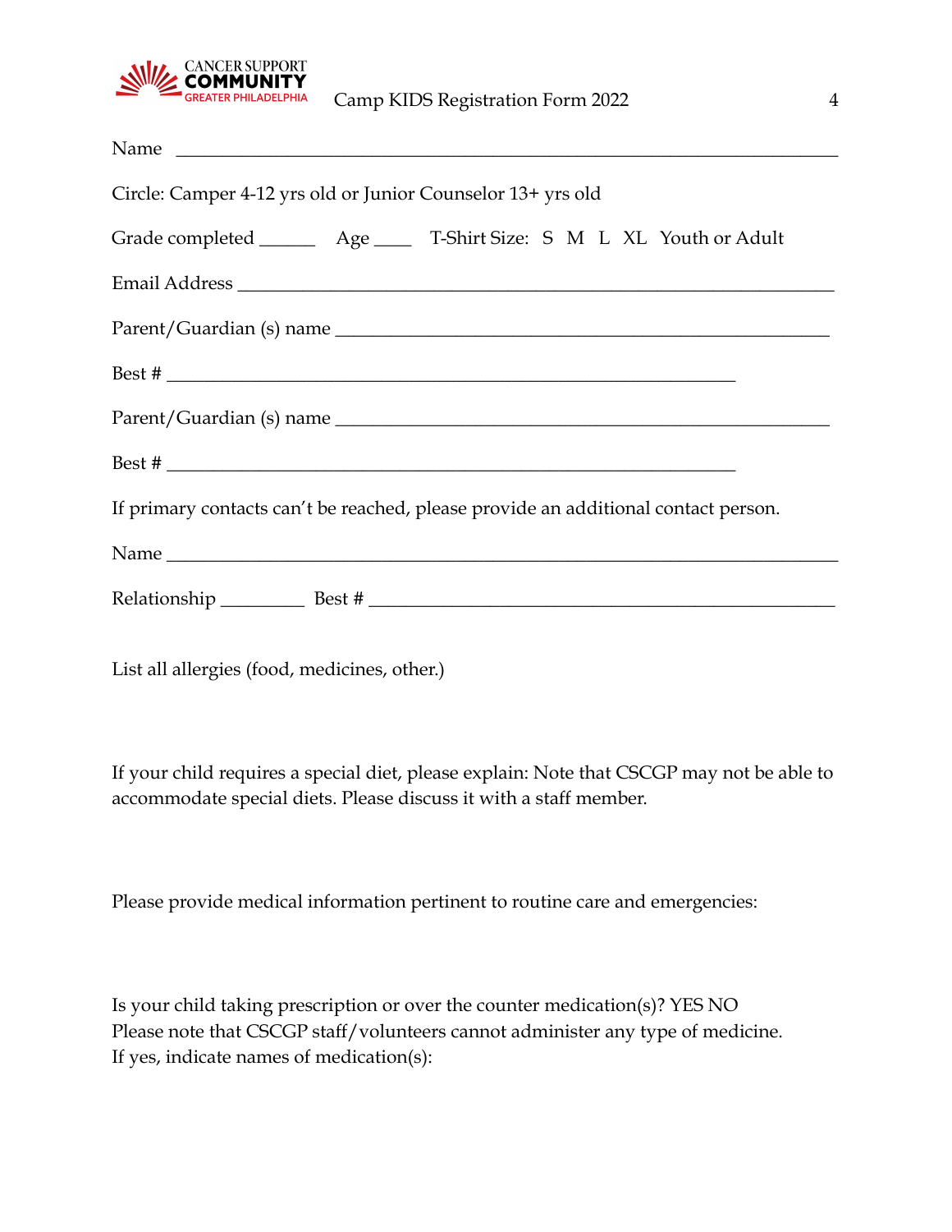Camp KIDS Registration Form 2022

Name \_\_\_\_\_\_\_\_\_\_\_\_\_\_\_\_\_\_\_\_\_\_\_\_\_\_\_\_\_\_\_\_\_\_\_\_\_\_\_\_\_\_\_\_\_\_\_\_\_\_\_\_\_\_\_\_\_\_\_\_\_\_

Circle: Camper 4-12 yrs old or Junior Counselor 13+ yrs old

Grade completed \_\_\_\_\_\_ Age \_\_\_\_ T-Shirt Size: S M L XL Youth or Adult

Email Address \_\_\_\_\_\_\_\_\_\_\_\_\_\_\_\_\_\_\_\_\_\_\_\_\_\_\_\_\_\_\_\_\_\_\_\_\_\_\_\_\_\_\_\_\_\_\_\_\_\_\_\_\_\_\_\_

Parent/Guardian (s) name \_\_\_\_\_\_\_\_\_\_\_\_\_\_\_\_\_\_\_\_\_\_\_\_\_\_\_\_\_\_\_\_\_\_\_\_\_\_\_\_\_\_\_\_\_\_

Best # \_\_\_\_\_\_\_\_\_\_\_\_\_\_\_\_\_\_\_\_\_\_\_\_\_\_\_\_\_\_\_\_\_\_\_\_\_\_\_\_\_\_\_\_\_\_\_\_\_\_\_\_\_

Parent/Guardian (s) name \_\_\_\_\_\_\_\_\_\_\_\_\_\_\_\_\_\_\_\_\_\_\_\_\_\_\_\_\_\_\_\_\_\_\_\_\_\_\_\_\_\_\_\_\_\_

Best # \_\_\_\_\_\_\_\_\_\_\_\_\_\_\_\_\_\_\_\_\_\_\_\_\_\_\_\_\_\_\_\_\_\_\_\_\_\_\_\_\_\_\_\_\_\_\_\_\_\_\_\_\_

If primary contacts can't be reached, please provide an additional contact person.

Name \_\_\_\_\_\_\_\_\_\_\_\_\_\_\_\_\_\_\_\_\_\_\_\_\_\_\_\_\_\_\_\_\_\_\_\_\_\_\_\_\_\_\_\_\_\_\_\_\_\_\_\_\_\_\_\_\_\_\_\_\_\_

Relationship \_\_\_\_\_\_\_\_\_ Best # \_\_\_\_\_\_\_\_\_\_\_\_\_\_\_\_\_\_\_\_\_\_\_\_\_\_\_\_\_\_\_\_\_\_\_\_\_\_\_\_\_\_\_\_

List all allergies (food, medicines, other.)

If your child requires a special diet, please explain: Note that CSCGP may not be able to accommodate special diets. Please discuss it with a staff member.

Please provide medical information pertinent to routine care and emergencies:

Is your child taking prescription or over the counter medication(s)? YES NO
Please note that CSCGP staff/volunteers cannot administer any type of medicine.
If yes, indicate names of medication(s):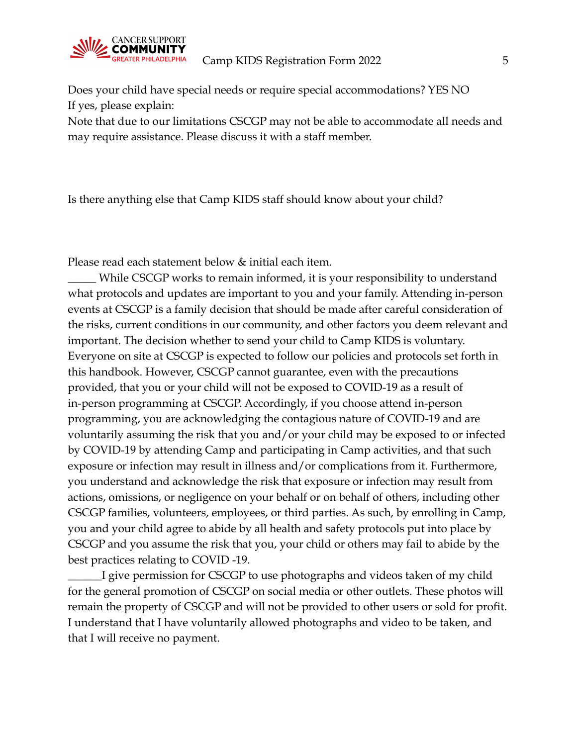Does your child have special needs or require special accommodations? YES NO
If yes, please explain:
Note that due to our limitations CSCGP may not be able to accommodate all needs and may require assistance. Please discuss it with a staff member.

Is there anything else that Camp KIDS staff should know about your child?

Please read each statement below & initial each item.

_____ While CSCGP works to remain informed, it is your responsibility to understand what protocols and updates are important to you and your family. Attending in-person events at CSCGP is a family decision that should be made after careful consideration of the risks, current conditions in our community, and other factors you deem relevant and important. The decision whether to send your child to Camp KIDS is voluntary. Everyone on site at CSCGP is expected to follow our policies and protocols set forth in this handbook. However, CSCGP cannot guarantee, even with the precautions provided, that you or your child will not be exposed to COVID-19 as a result of in-person programming at CSCGP. Accordingly, if you choose attend in-person programming, you are acknowledging the contagious nature of COVID-19 and are voluntarily assuming the risk that you and/or your child may be exposed to or infected by COVID-19 by attending Camp and participating in Camp activities, and that such exposure or infection may result in illness and/or complications from it. Furthermore, you understand and acknowledge the risk that exposure or infection may result from actions, omissions, or negligence on your behalf or on behalf of others, including other CSCGP families, volunteers, employees, or third parties. As such, by enrolling in Camp, you and your child agree to abide by all health and safety protocols put into place by CSCGP and you assume the risk that you, your child or others may fail to abide by the best practices relating to COVID -19.

______I give permission for CSCGP to use photographs and videos taken of my child for the general promotion of CSCGP on social media or other outlets. These photos will remain the property of CSCGP and will not be provided to other users or sold for profit. I understand that I have voluntarily allowed photographs and video to be taken, and that I will receive no payment.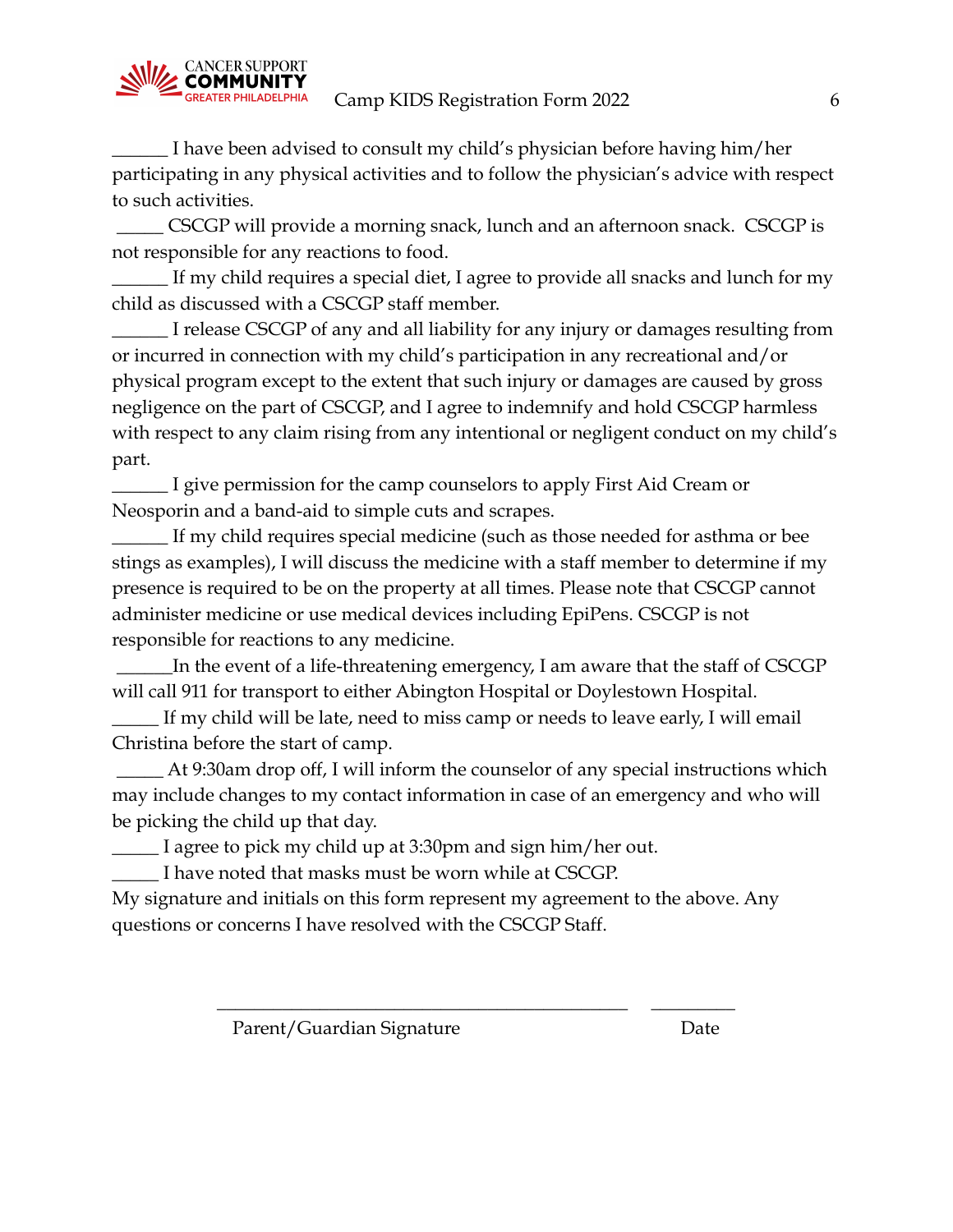______ I have been advised to consult my child's physician before having him/her participating in any physical activities and to follow the physician's advice with respect to such activities.

_____ CSCGP will provide a morning snack, lunch and an afternoon snack. CSCGP is not responsible for any reactions to food.

______ If my child requires a special diet, I agree to provide all snacks and lunch for my child as discussed with a CSCGP staff member.

______ I release CSCGP of any and all liability for any injury or damages resulting from or incurred in connection with my child's participation in any recreational and/or physical program except to the extent that such injury or damages are caused by gross negligence on the part of CSCGP, and I agree to indemnify and hold CSCGP harmless with respect to any claim rising from any intentional or negligent conduct on my child's part.

______ I give permission for the camp counselors to apply First Aid Cream or Neosporin and a band-aid to simple cuts and scrapes.

______ If my child requires special medicine (such as those needed for asthma or bee stings as examples), I will discuss the medicine with a staff member to determine if my presence is required to be on the property at all times. Please note that CSCGP cannot administer medicine or use medical devices including EpiPens. CSCGP is not responsible for reactions to any medicine.

______In the event of a life-threatening emergency, I am aware that the staff of CSCGP will call 911 for transport to either Abington Hospital or Doylestown Hospital.

_____ If my child will be late, need to miss camp or needs to leave early, I will email Christina before the start of camp.

_____ At 9:30am drop off, I will inform the counselor of any special instructions which may include changes to my contact information in case of an emergency and who will be picking the child up that day.

_____ I agree to pick my child up at 3:30pm and sign him/her out.

_____ I have noted that masks must be worn while at CSCGP.

My signature and initials on this form represent my agreement to the above. Any questions or concerns I have resolved with the CSCGP Staff.

_____________________________________________ _________

Parent/Guardian Signature Date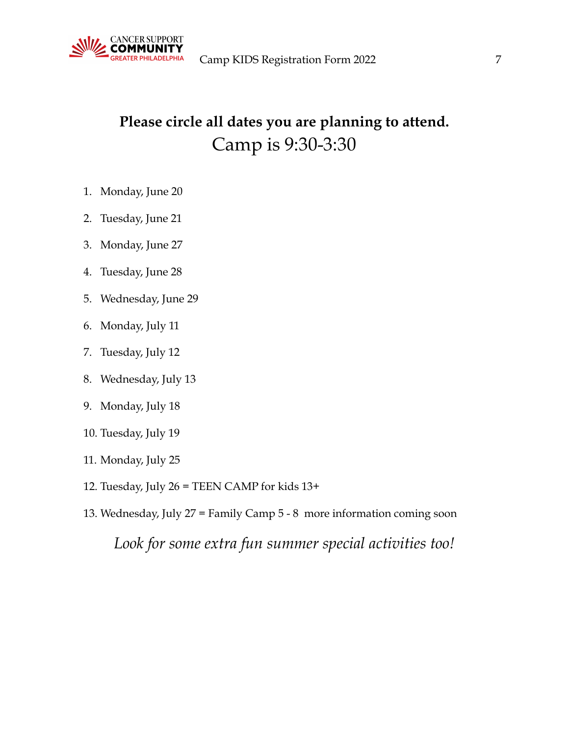**Please circle all dates you are planning to attend.**

Camp is 9:30-3:30

1. Monday, June 20
2. Tuesday, June 21
3. Monday, June 27
4. Tuesday, June 28
5. Wednesday, June 29
6. Monday, July 11
7. Tuesday, July 12
8. Wednesday, July 13
9. Monday, July 18
10. Tuesday, July 19
11. Monday, July 25
12. Tuesday, July 26 = TEEN CAMP for kids 13+
13. Wednesday, July 27 = Family Camp 5 - 8 more information coming soon

*Look for some extra fun summer special activities too!*